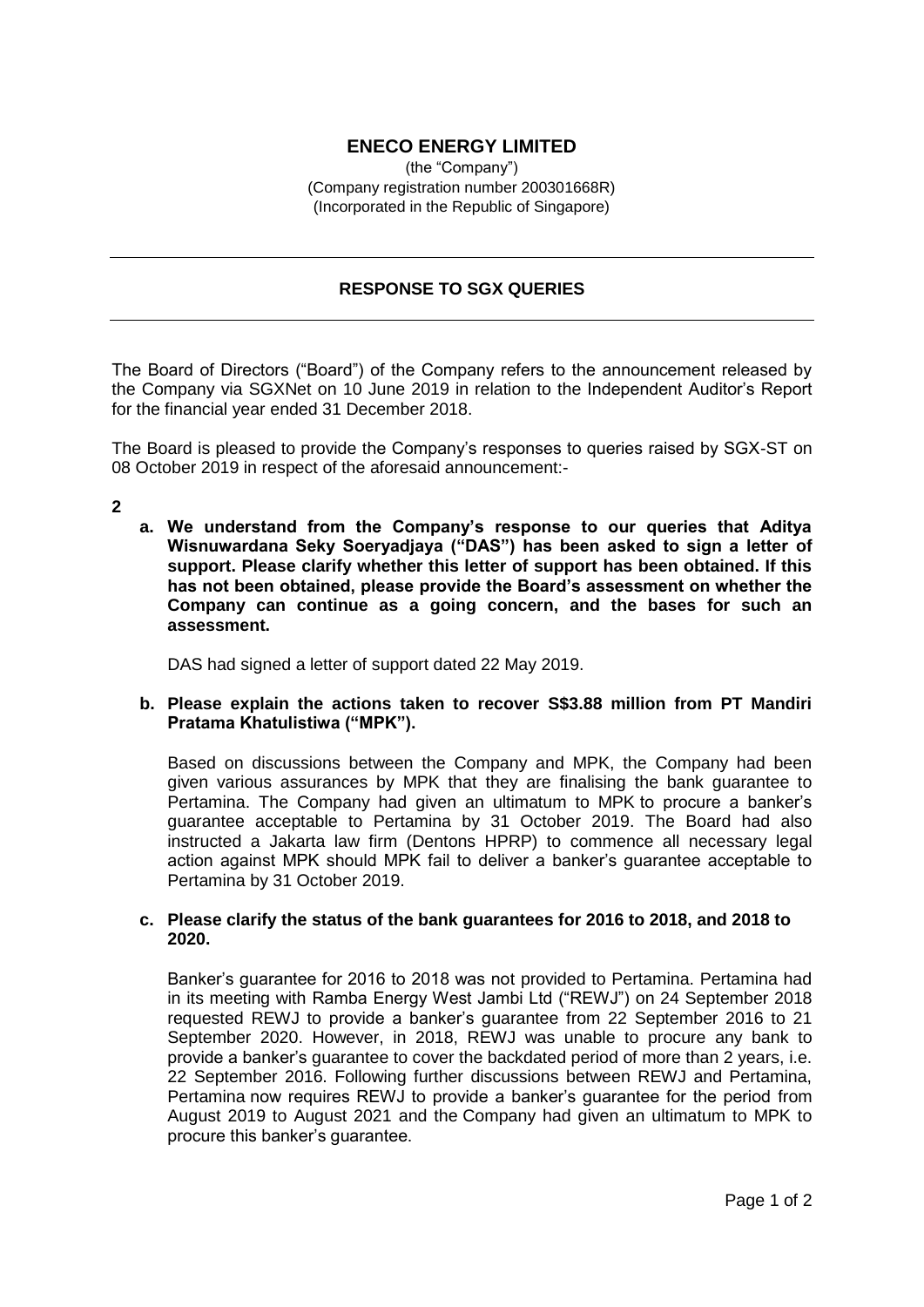# ENECO ENERGY LIMITED

(the "Company")
(Company registration number 200301668R)
(Incorporated in the Republic of Singapore)

---

## RESPONSE TO SGX QUERIES

---

The Board of Directors ("Board") of the Company refers to the announcement released by the Company via SGXNet on 10 June 2019 in relation to the Independent Auditor's Report for the financial year ended 31 December 2018.

The Board is pleased to provide the Company's responses to queries raised by SGX-ST on 08 October 2019 in respect of the aforesaid announcement:-

**2**

**a. We understand from the Company's response to our queries that Aditya Wisnuwardana Seky Soeryadjaya ("DAS") has been asked to sign a letter of support. Please clarify whether this letter of support has been obtained. If this has not been obtained, please provide the Board's assessment on whether the Company can continue as a going concern, and the bases for such an assessment.**

DAS had signed a letter of support dated 22 May 2019.

**b. Please explain the actions taken to recover S$3.88 million from PT Mandiri Pratama Khatulistiwa ("MPK").**

Based on discussions between the Company and MPK, the Company had been given various assurances by MPK that they are finalising the bank guarantee to Pertamina. The Company had given an ultimatum to MPK to procure a banker's guarantee acceptable to Pertamina by 31 October 2019. The Board had also instructed a Jakarta law firm (Dentons HPRP) to commence all necessary legal action against MPK should MPK fail to deliver a banker's guarantee acceptable to Pertamina by 31 October 2019.

**c. Please clarify the status of the bank guarantees for 2016 to 2018, and 2018 to 2020.**

Banker's guarantee for 2016 to 2018 was not provided to Pertamina. Pertamina had in its meeting with Ramba Energy West Jambi Ltd ("REWJ") on 24 September 2018 requested REWJ to provide a banker's guarantee from 22 September 2016 to 21 September 2020. However, in 2018, REWJ was unable to procure any bank to provide a banker's guarantee to cover the backdated period of more than 2 years, i.e. 22 September 2016. Following further discussions between REWJ and Pertamina, Pertamina now requires REWJ to provide a banker's guarantee for the period from August 2019 to August 2021 and the Company had given an ultimatum to MPK to procure this banker's guarantee.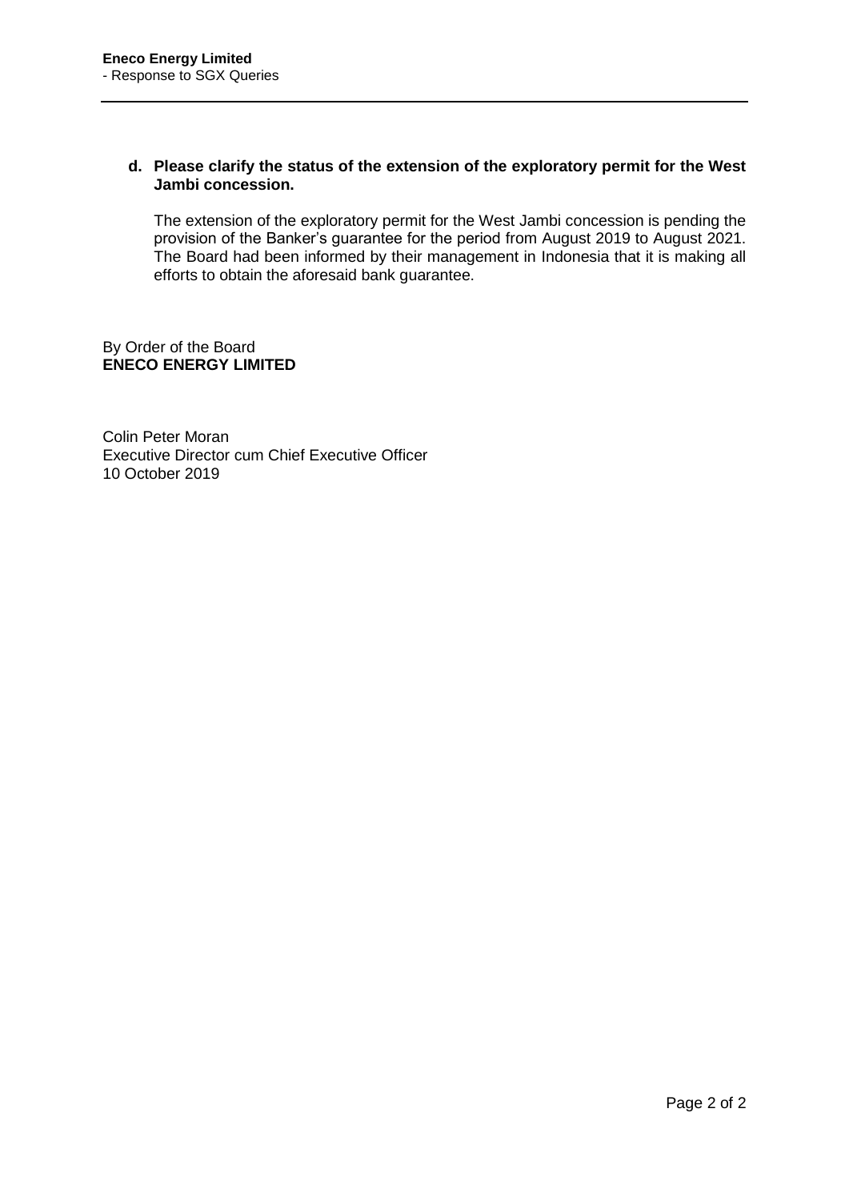**d. Please clarify the status of the extension of the exploratory permit for the West Jambi concession.**

The extension of the exploratory permit for the West Jambi concession is pending the provision of the Banker's guarantee for the period from August 2019 to August 2021. The Board had been informed by their management in Indonesia that it is making all efforts to obtain the aforesaid bank guarantee.

By Order of the Board
**ENECO ENERGY LIMITED**

Colin Peter Moran
Executive Director cum Chief Executive Officer
10 October 2019